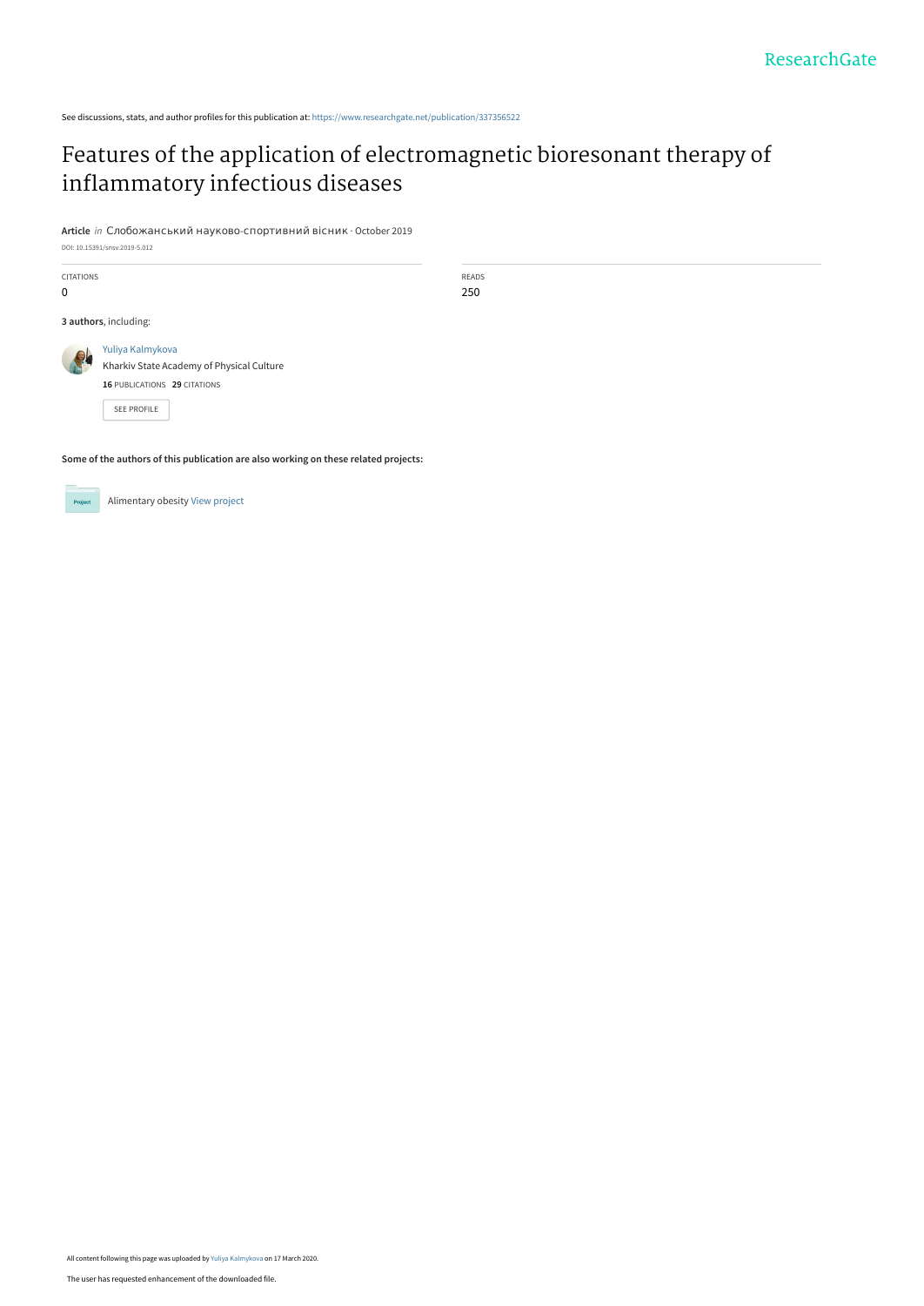See discussions, stats, and author profiles for this publication at: https://www.researchgate.net/publication/337356522

# Features of the application of electromagnetic bioresonant therapy of inflammatory infectious diseases

**Article** *in* Слобожанський науково-спортивний вісник · October 2019

DOI: 10.15391/snsv.2019-5.012

| CITATIONS | READS |
|---|---|
| 0 | 250 |

**3 authors**, including:

Yuliya Kalmykova
Kharkiv State Academy of Physical Culture
**16** PUBLICATIONS **29** CITATIONS

SEE PROFILE

**Some of the authors of this publication are also working on these related projects:**

Alimentary obesity View project

All content following this page was uploaded by Yuliya Kalmykova on 17 March 2020.

The user has requested enhancement of the downloaded file.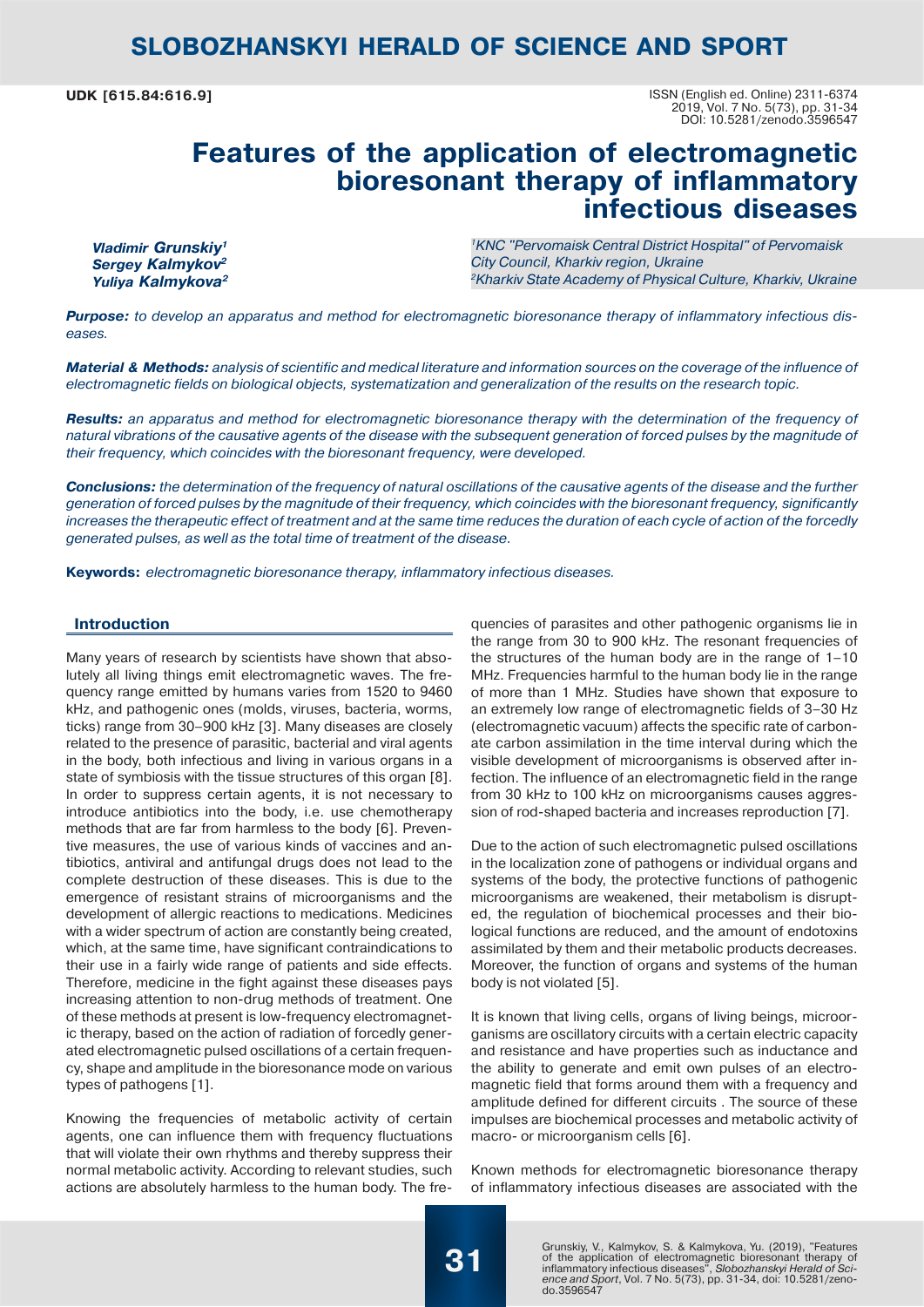**UDK [615.84:616.9]**

ISSN (English ed. Online) 2311-6374
2019, Vol. 7 No. 5(73), pp. 31-34
DOI: 10.5281/zenodo.3596547

# Features of the application of electromagnetic bioresonant therapy of inflammatory infectious diseases

***Vladimir Grunskiy[1]***
***Sergey Kalmykov[2]***
***Yuliya Kalmykova[2]***

*[1]KNC "Pervomaisk Central District Hospital" of Pervomaisk City Council, Kharkiv region, Ukraine*
*[2]Kharkiv State Academy of Physical Culture, Kharkiv, Ukraine*

***Purpose:*** *to develop an apparatus and method for electromagnetic bioresonance therapy of inflammatory infectious diseases.*

***Material & Methods:*** *analysis of scientific and medical literature and information sources on the coverage of the influence of electromagnetic fields on biological objects, systematization and generalization of the results on the research topic.*

***Results:*** *an apparatus and method for electromagnetic bioresonance therapy with the determination of the frequency of natural vibrations of the causative agents of the disease with the subsequent generation of forced pulses by the magnitude of their frequency, which coincides with the bioresonant frequency, were developed.*

***Conclusions:*** *the determination of the frequency of natural oscillations of the causative agents of the disease and the further generation of forced pulses by the magnitude of their frequency, which coincides with the bioresonant frequency, significantly increases the therapeutic effect of treatment and at the same time reduces the duration of each cycle of action of the forcedly generated pulses, as well as the total time of treatment of the disease.*

**Keywords:** *electromagnetic bioresonance therapy, inflammatory infectious diseases.*

## Introduction

Many years of research by scientists have shown that absolutely all living things emit electromagnetic waves. The frequency range emitted by humans varies from 1520 to 9460 kHz, and pathogenic ones (molds, viruses, bacteria, worms, ticks) range from 30–900 kHz [3]. Many diseases are closely related to the presence of parasitic, bacterial and viral agents in the body, both infectious and living in various organs in a state of symbiosis with the tissue structures of this organ [8]. In order to suppress certain agents, it is not necessary to introduce antibiotics into the body, i.e. use chemotherapy methods that are far from harmless to the body [6]. Preventive measures, the use of various kinds of vaccines and antibiotics, antiviral and antifungal drugs does not lead to the complete destruction of these diseases. This is due to the emergence of resistant strains of microorganisms and the development of allergic reactions to medications. Medicines with a wider spectrum of action are constantly being created, which, at the same time, have significant contraindications to their use in a fairly wide range of patients and side effects. Therefore, medicine in the fight against these diseases pays increasing attention to non-drug methods of treatment. One of these methods at present is low-frequency electromagnetic therapy, based on the action of radiation of forcedly generated electromagnetic pulsed oscillations of a certain frequency, shape and amplitude in the bioresonance mode on various types of pathogens [1].

Knowing the frequencies of metabolic activity of certain agents, one can influence them with frequency fluctuations that will violate their own rhythms and thereby suppress their normal metabolic activity. According to relevant studies, such actions are absolutely harmless to the human body. The frequencies of parasites and other pathogenic organisms lie in the range from 30 to 900 kHz. The resonant frequencies of the structures of the human body are in the range of 1–10 MHz. Frequencies harmful to the human body lie in the range of more than 1 MHz. Studies have shown that exposure to an extremely low range of electromagnetic fields of 3–30 Hz (electromagnetic vacuum) affects the specific rate of carbonate carbon assimilation in the time interval during which the visible development of microorganisms is observed after infection. The influence of an electromagnetic field in the range from 30 kHz to 100 kHz on microorganisms causes aggression of rod-shaped bacteria and increases reproduction [7].

Due to the action of such electromagnetic pulsed oscillations in the localization zone of pathogens or individual organs and systems of the body, the protective functions of pathogenic microorganisms are weakened, their metabolism is disrupted, the regulation of biochemical processes and their biological functions are reduced, and the amount of endotoxins assimilated by them and their metabolic products decreases. Moreover, the function of organs and systems of the human body is not violated [5].

It is known that living cells, organs of living beings, microorganisms are oscillatory circuits with a certain electric capacity and resistance and have properties such as inductance and the ability to generate and emit own pulses of an electromagnetic field that forms around them with a frequency and amplitude defined for different circuits . The source of these impulses are biochemical processes and metabolic activity of macro- or microorganism cells [6].

Known methods for electromagnetic bioresonance therapy of inflammatory infectious diseases are associated with the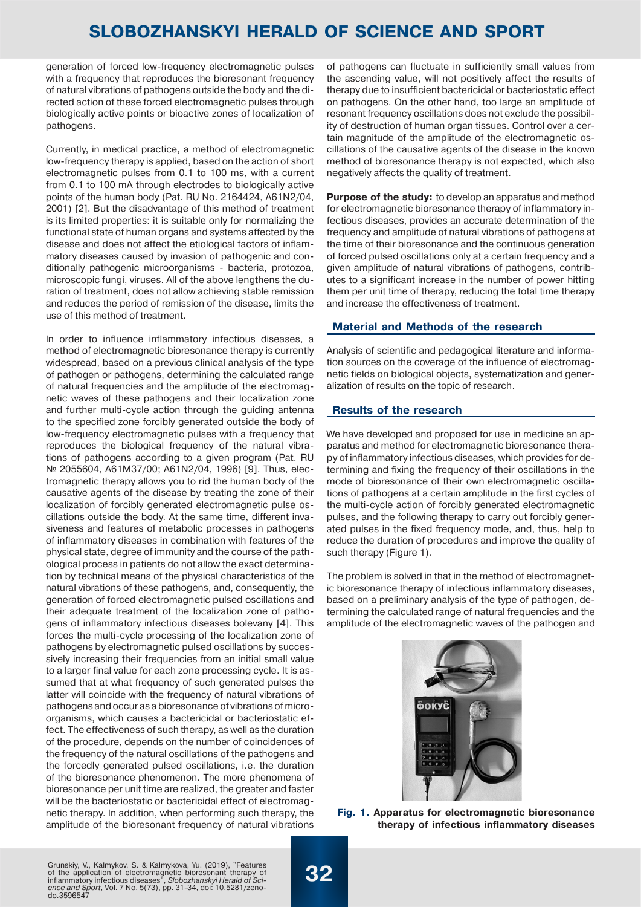generation of forced low-frequency electromagnetic pulses with a frequency that reproduces the bioresonant frequency of natural vibrations of pathogens outside the body and the directed action of these forced electromagnetic pulses through biologically active points or bioactive zones of localization of pathogens.

Currently, in medical practice, a method of electromagnetic low-frequency therapy is applied, based on the action of short electromagnetic pulses from 0.1 to 100 ms, with a current from 0.1 to 100 mA through electrodes to biologically active points of the human body (Pat. RU No. 2164424, A61N2/04, 2001) [2]. But the disadvantage of this method of treatment is its limited properties: it is suitable only for normalizing the functional state of human organs and systems affected by the disease and does not affect the etiological factors of inflammatory diseases caused by invasion of pathogenic and conditionally pathogenic microorganisms - bacteria, protozoa, microscopic fungi, viruses. All of the above lengthens the duration of treatment, does not allow achieving stable remission and reduces the period of remission of the disease, limits the use of this method of treatment.

In order to influence inflammatory infectious diseases, a method of electromagnetic bioresonance therapy is currently widespread, based on a previous clinical analysis of the type of pathogen or pathogens, determining the calculated range of natural frequencies and the amplitude of the electromagnetic waves of these pathogens and their localization zone and further multi-cycle action through the guiding antenna to the specified zone forcibly generated outside the body of low-frequency electromagnetic pulses with a frequency that reproduces the biological frequency of the natural vibrations of pathogens according to a given program (Pat. RU № 2055604, A61M37/00; A61N2/04, 1996) [9]. Thus, electromagnetic therapy allows you to rid the human body of the causative agents of the disease by treating the zone of their localization of forcibly generated electromagnetic pulse oscillations outside the body. At the same time, different invasiveness and features of metabolic processes in pathogens of inflammatory diseases in combination with features of the physical state, degree of immunity and the course of the pathological process in patients do not allow the exact determination by technical means of the physical characteristics of the natural vibrations of these pathogens, and, consequently, the generation of forced electromagnetic pulsed oscillations and their adequate treatment of the localization zone of pathogens of inflammatory infectious diseases bolevany [4]. This forces the multi-cycle processing of the localization zone of pathogens by electromagnetic pulsed oscillations by successively increasing their frequencies from an initial small value to a larger final value for each zone processing cycle. It is assumed that at what frequency of such generated pulses the latter will coincide with the frequency of natural vibrations of pathogens and occur as a bioresonance of vibrations of microorganisms, which causes a bactericidal or bacteriostatic effect. The effectiveness of such therapy, as well as the duration of the procedure, depends on the number of coincidences of the frequency of the natural oscillations of the pathogens and the forcedly generated pulsed oscillations, i.e. the duration of the bioresonance phenomenon. The more phenomena of bioresonance per unit time are realized, the greater and faster will be the bacteriostatic or bactericidal effect of electromagnetic therapy. In addition, when performing such therapy, the amplitude of the bioresonant frequency of natural vibrations of pathogens can fluctuate in sufficiently small values from the ascending value, will not positively affect the results of therapy due to insufficient bactericidal or bacteriostatic effect on pathogens. On the other hand, too large an amplitude of resonant frequency oscillations does not exclude the possibility of destruction of human organ tissues. Control over a certain magnitude of the amplitude of the electromagnetic oscillations of the causative agents of the disease in the known method of bioresonance therapy is not expected, which also negatively affects the quality of treatment.

**Purpose of the study:** to develop an apparatus and method for electromagnetic bioresonance therapy of inflammatory infectious diseases, provides an accurate determination of the frequency and amplitude of natural vibrations of pathogens at the time of their bioresonance and the continuous generation of forced pulsed oscillations only at a certain frequency and a given amplitude of natural vibrations of pathogens, contributes to a significant increase in the number of power hitting them per unit time of therapy, reducing the total time therapy and increase the effectiveness of treatment.

## Material and Methods of the research

Analysis of scientific and pedagogical literature and information sources on the coverage of the influence of electromagnetic fields on biological objects, systematization and generalization of results on the topic of research.

## Results of the research

We have developed and proposed for use in medicine an apparatus and method for electromagnetic bioresonance therapy of inflammatory infectious diseases, which provides for determining and fixing the frequency of their oscillations in the mode of bioresonance of their own electromagnetic oscillations of pathogens at a certain amplitude in the first cycles of the multi-cycle action of forcibly generated electromagnetic pulses, and the following therapy to carry out forcibly generated pulses in the fixed frequency mode, and, thus, help to reduce the duration of procedures and improve the quality of such therapy (Figure 1).

The problem is solved in that in the method of electromagnetic bioresonance therapy of infectious inflammatory diseases, based on a preliminary analysis of the type of pathogen, determining the calculated range of natural frequencies and the amplitude of the electromagnetic waves of the pathogen and

**Fig. 1. Apparatus for electromagnetic bioresonance therapy of infectious inflammatory diseases**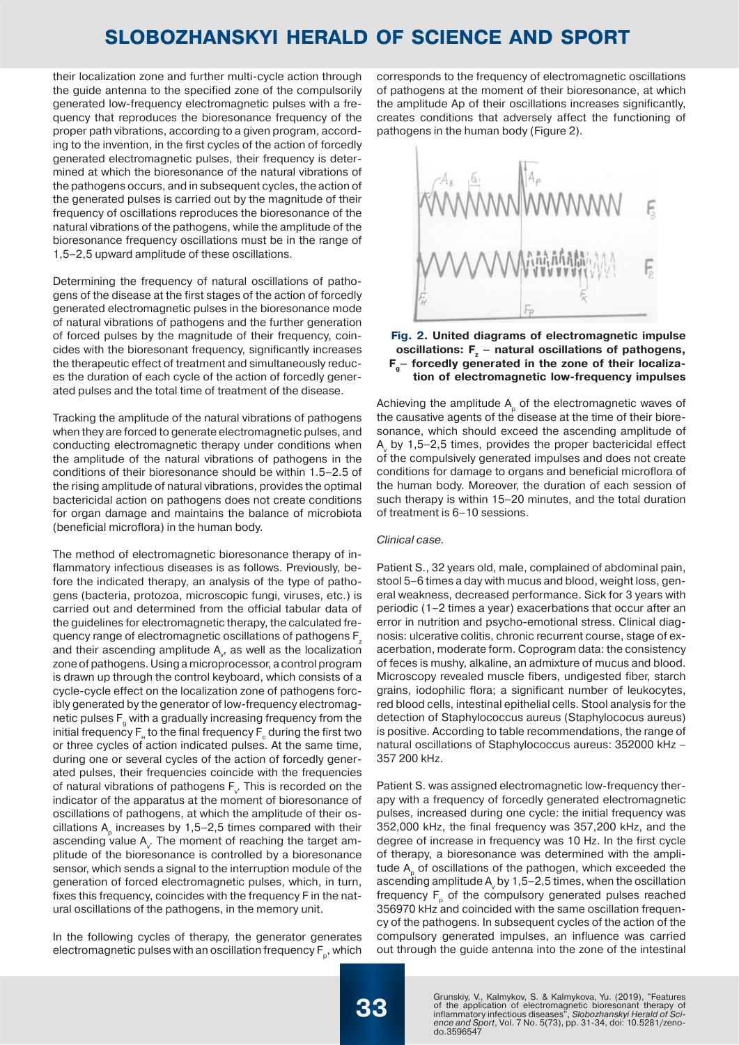their localization zone and further multi-cycle action through the guide antenna to the specified zone of the compulsorily generated low-frequency electromagnetic pulses with a frequency that reproduces the bioresonance frequency of the proper path vibrations, according to a given program, according to the invention, in the first cycles of the action of forcedly generated electromagnetic pulses, their frequency is determined at which the bioresonance of the natural vibrations of the pathogens occurs, and in subsequent cycles, the action of the generated pulses is carried out by the magnitude of their frequency of oscillations reproduces the bioresonance of the natural vibrations of the pathogens, while the amplitude of the bioresonance frequency oscillations must be in the range of 1,5–2,5 upward amplitude of these oscillations.

Determining the frequency of natural oscillations of pathogens of the disease at the first stages of the action of forcedly generated electromagnetic pulses in the bioresonance mode of natural vibrations of pathogens and the further generation of forced pulses by the magnitude of their frequency, coincides with the bioresonant frequency, significantly increases the therapeutic effect of treatment and simultaneously reduces the duration of each cycle of the action of forcedly generated pulses and the total time of treatment of the disease.

Tracking the amplitude of the natural vibrations of pathogens when they are forced to generate electromagnetic pulses, and conducting electromagnetic therapy under conditions when the amplitude of the natural vibrations of pathogens in the conditions of their bioresonance should be within 1.5–2.5 of the rising amplitude of natural vibrations, provides the optimal bactericidal action on pathogens does not create conditions for organ damage and maintains the balance of microbiota (beneficial microflora) in the human body.

The method of electromagnetic bioresonance therapy of inflammatory infectious diseases is as follows. Previously, before the indicated therapy, an analysis of the type of pathogens (bacteria, protozoa, microscopic fungi, viruses, etc.) is carried out and determined from the official tabular data of the guidelines for electromagnetic therapy, the calculated frequency range of electromagnetic oscillations of pathogens $F_z$ and their ascending amplitude $A_v$, as well as the localization zone of pathogens. Using a microprocessor, a control program is drawn up through the control keyboard, which consists of a cycle-cycle effect on the localization zone of pathogens forcibly generated by the generator of low-frequency electromagnetic pulses $F_g$ with a gradually increasing frequency from the initial frequency $F_н$ to the final frequency $F_с$ during the first two or three cycles of action indicated pulses. At the same time, during one or several cycles of the action of forcedly generated pulses, their frequencies coincide with the frequencies of natural vibrations of pathogens $F_v$. This is recorded on the indicator of the apparatus at the moment of bioresonance of oscillations of pathogens, at which the amplitude of their oscillations $A_p$ increases by 1,5–2,5 times compared with their ascending value $A_v$. The moment of reaching the target amplitude of the bioresonance is controlled by a bioresonance sensor, which sends a signal to the interruption module of the generation of forced electromagnetic pulses, which, in turn, fixes this frequency, coincides with the frequency F in the natural oscillations of the pathogens, in the memory unit.

In the following cycles of therapy, the generator generates electromagnetic pulses with an oscillation frequency $F_p$, which corresponds to the frequency of electromagnetic oscillations of pathogens at the moment of their bioresonance, at which the amplitude Ap of their oscillations increases significantly, creates conditions that adversely affect the functioning of pathogens in the human body (Figure 2).

**Fig. 2. United diagrams of electromagnetic impulse oscillations: $F_z$ – natural oscillations of pathogens, $F_g$– forcedly generated in the zone of their localization of electromagnetic low-frequency impulses**

Achieving the amplitude $A_p$ of the electromagnetic waves of the causative agents of the disease at the time of their bioresonance, which should exceed the ascending amplitude of $A_v$ by 1,5–2,5 times, provides the proper bactericidal effect of the compulsively generated impulses and does not create conditions for damage to organs and beneficial microflora of the human body. Moreover, the duration of each session of such therapy is within 15–20 minutes, and the total duration of treatment is 6–10 sessions.

*Clinical case.*

Patient S., 32 years old, male, complained of abdominal pain, stool 5–6 times a day with mucus and blood, weight loss, general weakness, decreased performance. Sick for 3 years with periodic (1–2 times a year) exacerbations that occur after an error in nutrition and psycho-emotional stress. Clinical diagnosis: ulcerative colitis, chronic recurrent course, stage of exacerbation, moderate form. Coprogram data: the consistency of feces is mushy, alkaline, an admixture of mucus and blood. Microscopy revealed muscle fibers, undigested fiber, starch grains, iodophilic flora; a significant number of leukocytes, red blood cells, intestinal epithelial cells. Stool analysis for the detection of Staphylococcus aureus (Staphylococus aureus) is positive. According to table recommendations, the range of natural oscillations of Staphylococcus aureus: 352000 kHz – 357 200 kHz.

Patient S. was assigned electromagnetic low-frequency therapy with a frequency of forcedly generated electromagnetic pulses, increased during one cycle: the initial frequency was 352,000 kHz, the final frequency was 357,200 kHz, and the degree of increase in frequency was 10 Hz. In the first cycle of therapy, a bioresonance was determined with the amplitude $A_p$ of oscillations of the pathogen, which exceeded the ascending amplitude $A_v$ by 1,5–2,5 times, when the oscillation frequency $F_p$ of the compulsory generated pulses reached 356970 kHz and coincided with the same oscillation frequency of the pathogens. In subsequent cycles of the action of the compulsory generated impulses, an influence was carried out through the guide antenna into the zone of the intestinal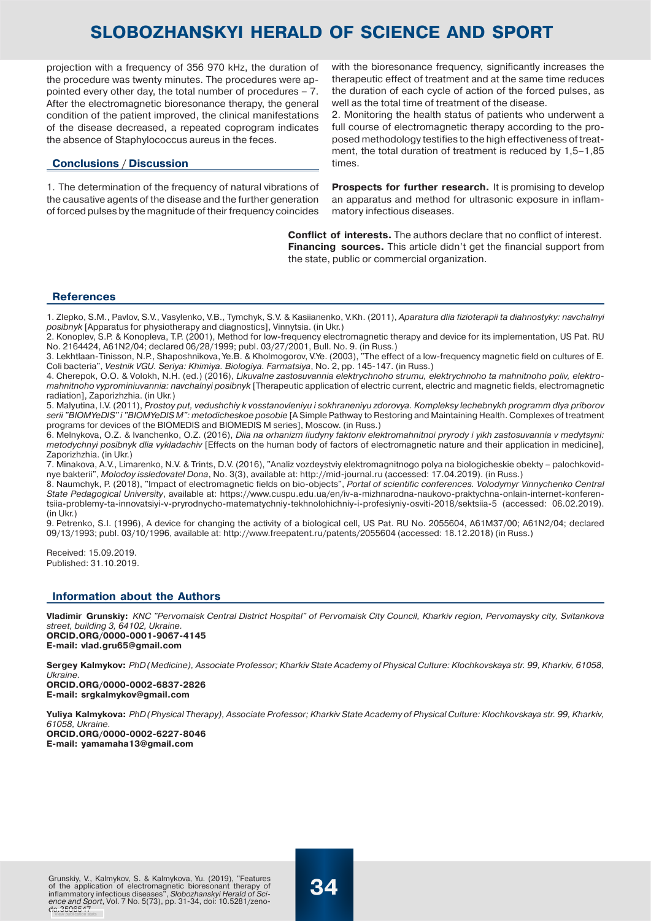projection with a frequency of 356 970 kHz, the duration of the procedure was twenty minutes. The procedures were appointed every other day, the total number of procedures – 7. After the electromagnetic bioresonance therapy, the general condition of the patient improved, the clinical manifestations of the disease decreased, a repeated coprogram indicates the absence of Staphylococcus aureus in the feces.

## Conclusions / Discussion

1. The determination of the frequency of natural vibrations of the causative agents of the disease and the further generation of forced pulses by the magnitude of their frequency coincides with the bioresonance frequency, significantly increases the therapeutic effect of treatment and at the same time reduces the duration of each cycle of action of the forced pulses, as well as the total time of treatment of the disease.

2. Monitoring the health status of patients who underwent a full course of electromagnetic therapy according to the proposed methodology testifies to the high effectiveness of treatment, the total duration of treatment is reduced by 1,5–1,85 times.

**Prospects for further research.** It is promising to develop an apparatus and method for ultrasonic exposure in inflammatory infectious diseases.

**Conflict of interests.** The authors declare that no conflict of interest.
**Financing sources.** This article didn't get the financial support from the state, public or commercial organization.

## References

1. Zlepko, S.M., Pavlov, S.V., Vasylenko, V.B., Tymchyk, S.V. & Kasiianenko, V.Kh. (2011), *Aparatura dlia fizioterapii ta diahnostyky: navchalnyi posibnyk* [Apparatus for physiotherapy and diagnostics], Vinnytsia. (in Ukr.)
2. Konoplev, S.P. & Konopleva, T.P. (2001), Method for low-frequency electromagnetic therapy and device for its implementation, US Pat. RU No. 2164424, A61N2/04; declared 06/28/1999; publ. 03/27/2001, Bull. No. 9. (in Russ.)
3. Lekhtlaan-Tinisson, N.P., Shaposhnikova, Ye.B. & Kholmogorov, V.Ye. (2003), "The effect of a low-frequency magnetic field on cultures of E. Coli bacteria", *Vestnik VGU. Seriya: Khimiya. Biologiya. Farmatsiya*, No. 2, pp. 145-147. (in Russ.)
4. Cherepok, O.O. & Volokh, N.H. (ed.) (2016), *Likuvalne zastosuvannia elektrychnoho strumu, elektrychnoho ta mahnitnoho poliv, elektromahnitnoho vyprominiuvannia: navchalnyi posibnyk* [Therapeutic application of electric current, electric and magnetic fields, electromagnetic radiation], Zaporizhzhia. (in Ukr.)
5. Malyutina, I.V. (2011), *Prostoy put, vedushchiy k vosstanovleniyu i sokhraneniyu zdorovya. Kompleksy lechebnykh programm dlya priborov serii "BIOMYeDIS" i "BIOMYeDIS M": metodicheskoe posobie* [A Simple Pathway to Restoring and Maintaining Health. Complexes of treatment programs for devices of the BIOMEDIS and BIOMEDIS M series], Moscow. (in Russ.)
6. Melnykova, O.Z. & Ivanchenko, O.Z. (2016), *Diia na orhanizm liudyny faktoriv elektromahnitnoi pryrody i yikh zastosuvannia v medytsyni: metodychnyi posibnyk dlia vykladachiv* [Effects on the human body of factors of electromagnetic nature and their application in medicine], Zaporizhzhia. (in Ukr.)
7. Minakova, A.V., Limarenko, N.V. & Trints, D.V. (2016), "Analiz vozdeystviy elektromagnitnogo polya na biologicheskie obekty – palochkovidnye bakterii", *Molodoy issledovatel Dona*, No. 3(3), available at: http://mid-journal.ru (accessed: 17.04.2019). (in Russ.)
8. Naumchyk, P. (2018), "Impact of electromagnetic fields on bio-objects", *Portal of scientific conferences. Volodymyr Vinnychenko Central State Pedagogical University*, available at: https://www.cuspu.edu.ua/en/iv-a-mizhnarodna-naukovo-praktychna-onlain-internet-konferentsiia-problemy-ta-innovatsiyi-v-pryrodnycho-matematychniy-tekhnolohichniy-i-profesiyniy-osviti-2018/sektsiia-5 (accessed: 06.02.2019). (in Ukr.)
9. Petrenko, S.I. (1996), A device for changing the activity of a biological cell, US Pat. RU No. 2055604, A61M37/00; A61N2/04; declared 09/13/1993; publ. 03/10/1996, available at: http://www.freepatent.ru/patents/2055604 (accessed: 18.12.2018) (in Russ.)

Received: 15.09.2019.
Published: 31.10.2019.

## Information about the Authors

**Vladimir Grunskiy:** *KNC "Pervomaisk Central District Hospital" of Pervomaisk City Council, Kharkiv region, Pervomaysky city, Svitankova street, building 3, 64102, Ukraine.*
**ORCID.ORG/0000-0001-9067-4145**
**E-mail: vlad.gru65@gmail.com**

**Sergey Kalmykov:** *PhD (Medicine), Associate Professor; Kharkiv State Academy of Physical Culture: Klochkovskaya str. 99, Kharkiv, 61058, Ukraine.*
**ORCID.ORG/0000-0002-6837-2826**
**E-mail: srgkalmykov@gmail.com**

**Yuliya Kalmykova:** *PhD (Physical Therapy), Associate Professor; Kharkiv State Academy of Physical Culture: Klochkovskaya str. 99, Kharkiv, 61058, Ukraine.*
**ORCID.ORG/0000-0002-6227-8046**
**E-mail: yamamaha13@gmail.com**